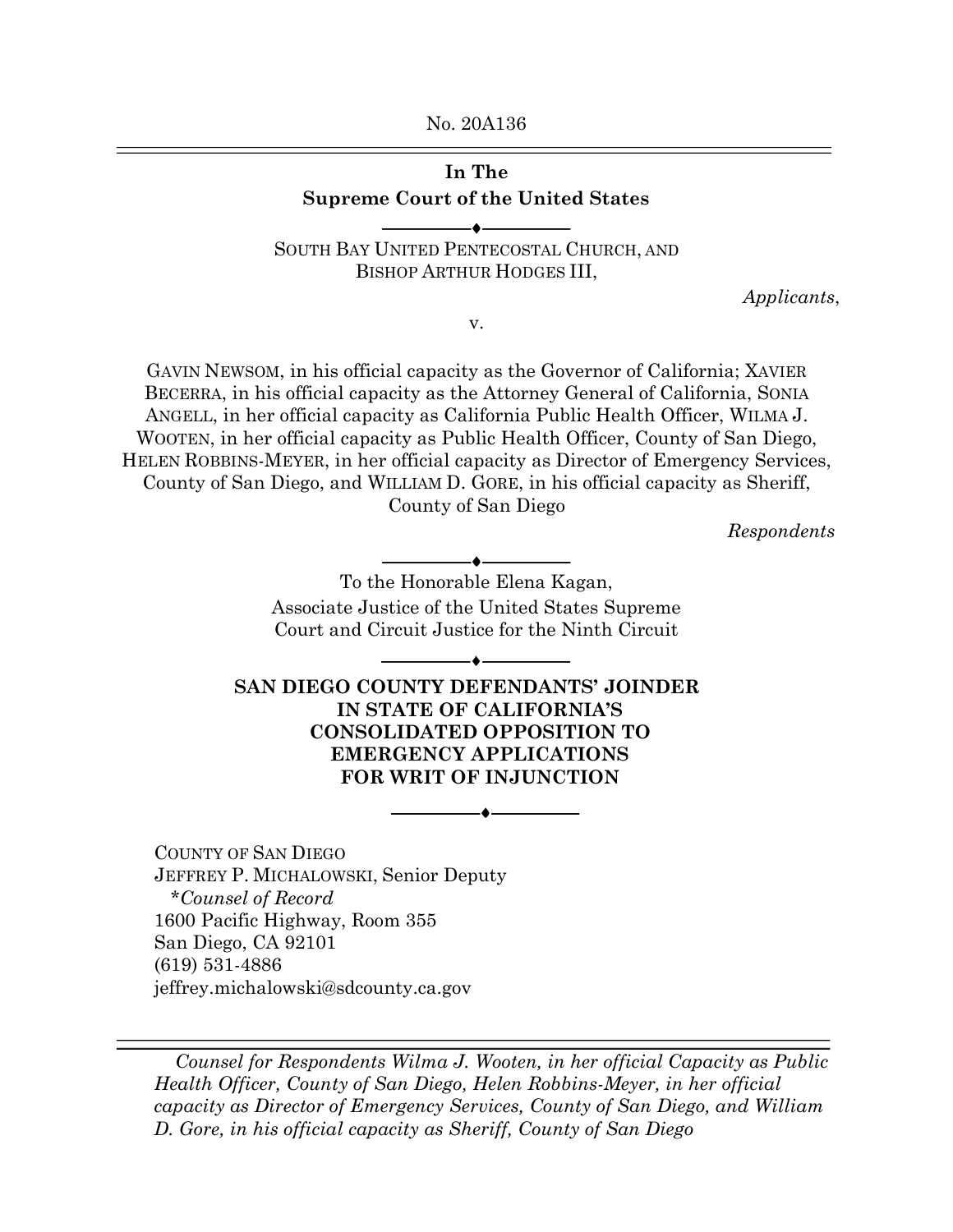No. 20A136

---

**In The**
**Supreme Court of the United States**

———♦———

SOUTH BAY UNITED PENTECOSTAL CHURCH, AND
BISHOP ARTHUR HODGES III,

*Applicants*,

v.

GAVIN NEWSOM, in his official capacity as the Governor of California; XAVIER BECERRA, in his official capacity as the Attorney General of California, SONIA ANGELL, in her official capacity as California Public Health Officer, WILMA J. WOOTEN, in her official capacity as Public Health Officer, County of San Diego, HELEN ROBBINS-MEYER, in her official capacity as Director of Emergency Services, County of San Diego, and WILLIAM D. GORE, in his official capacity as Sheriff, County of San Diego

*Respondents*

———♦———

To the Honorable Elena Kagan,
Associate Justice of the United States Supreme Court and Circuit Justice for the Ninth Circuit

———♦———

**SAN DIEGO COUNTY DEFENDANTS' JOINDER IN STATE OF CALIFORNIA'S CONSOLIDATED OPPOSITION TO EMERGENCY APPLICATIONS FOR WRIT OF INJUNCTION**

———♦———

COUNTY OF SAN DIEGO
JEFFREY P. MICHALOWSKI, Senior Deputy
*\*Counsel of Record*
1600 Pacific Highway, Room 355
San Diego, CA 92101
(619) 531-4886
jeffrey.michalowski@sdcounty.ca.gov

---

*Counsel for Respondents Wilma J. Wooten, in her official Capacity as Public Health Officer, County of San Diego, Helen Robbins-Meyer, in her official capacity as Director of Emergency Services, County of San Diego, and William D. Gore, in his official capacity as Sheriff, County of San Diego*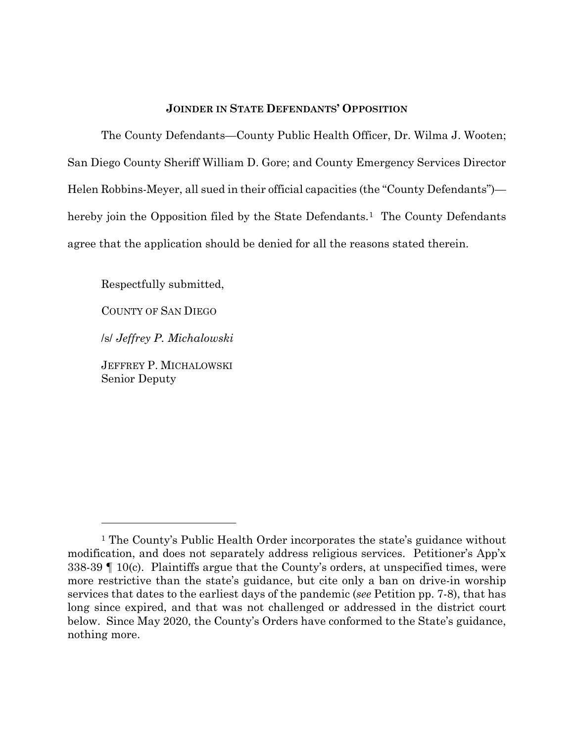## **JOINDER IN STATE DEFENDANTS' OPPOSITION**

The County Defendants—County Public Health Officer, Dr. Wilma J. Wooten; San Diego County Sheriff William D. Gore; and County Emergency Services Director Helen Robbins-Meyer, all sued in their official capacities (the "County Defendants")—hereby join the Opposition filed by the State Defendants.[1] The County Defendants agree that the application should be denied for all the reasons stated therein.

Respectfully submitted,

COUNTY OF SAN DIEGO

/s/ *Jeffrey P. Michalowski*

JEFFREY P. MICHALOWSKI
Senior Deputy

---

[1] The County's Public Health Order incorporates the state's guidance without modification, and does not separately address religious services. Petitioner's App'x 338-39 ¶ 10(c). Plaintiffs argue that the County's orders, at unspecified times, were more restrictive than the state's guidance, but cite only a ban on drive-in worship services that dates to the earliest days of the pandemic (*see* Petition pp. 7-8), that has long since expired, and that was not challenged or addressed in the district court below. Since May 2020, the County's Orders have conformed to the State's guidance, nothing more.